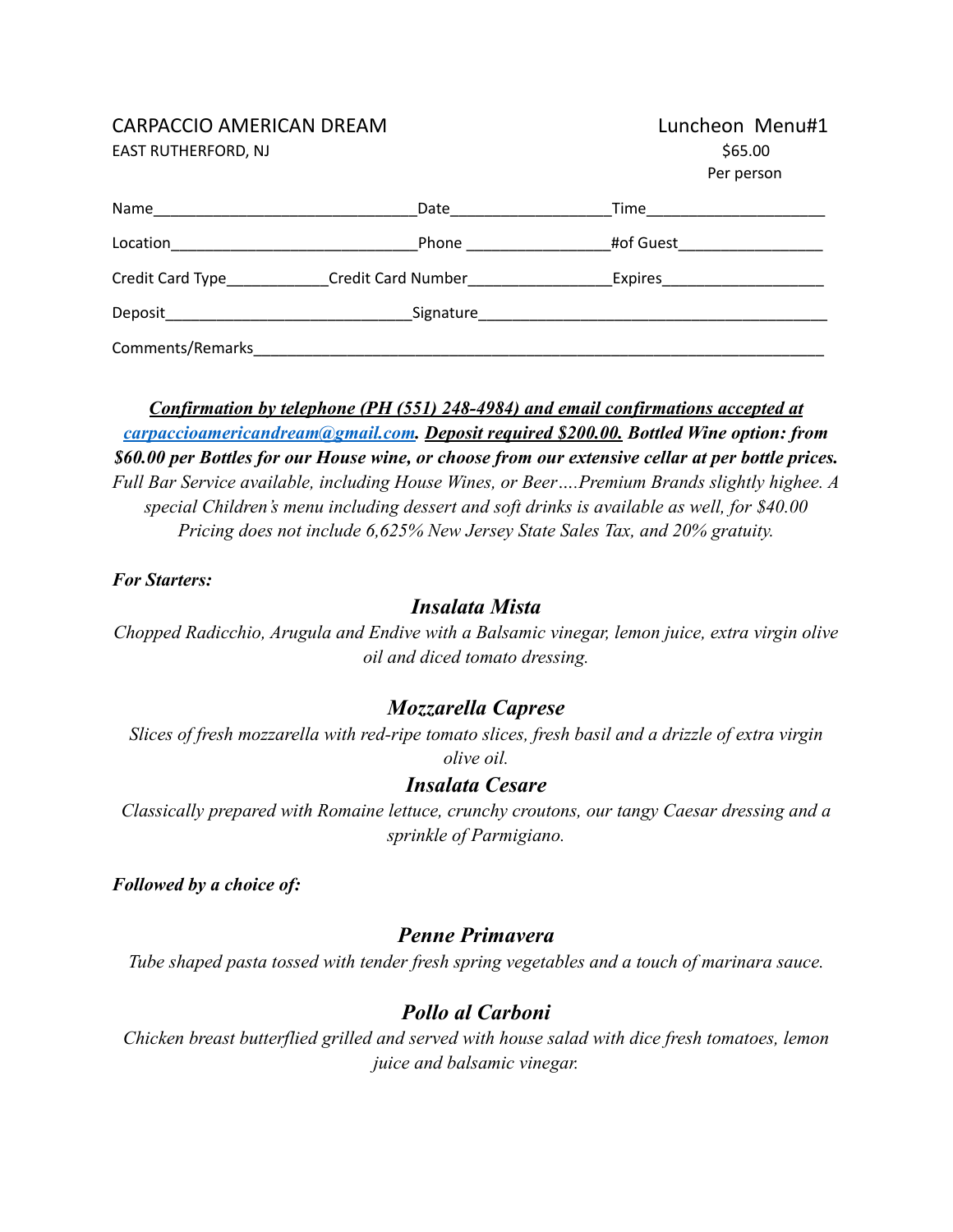CARPACCIO AMERICAN DREAM
EAST RUTHERFORD, NJ

Luncheon Menu#1
$65.00
Per person

Name_______________________________Date___________________Time_____________________

Location_____________________________Phone _________________#of Guest_________________

Credit Card Type____________Credit Card Number_________________Expires___________________

Deposit_____________________________Signature_________________________________________

Comments/Remarks______________________________________________________________________

***Confirmation by telephone (PH (551) 248-4984) and email confirmations accepted at carpaccioamericandream@gmail.com. Deposit required $200.00. Bottled Wine option: from $60.00 per Bottles for our House wine, or choose from our extensive cellar at per bottle prices.***
*Full Bar Service available, including House Wines, or Beer….Premium Brands slightly highee. A special Children's menu including dessert and soft drinks is available as well, for $40.00 Pricing does not include 6,625% New Jersey State Sales Tax, and 20% gratuity.*

***For Starters:***

## *Insalata Mista*

*Chopped Radicchio, Arugula and Endive with a Balsamic vinegar, lemon juice, extra virgin olive oil and diced tomato dressing.*

## *Mozzarella Caprese*

*Slices of fresh mozzarella with red-ripe tomato slices, fresh basil and a drizzle of extra virgin olive oil.*

## *Insalata Cesare*

*Classically prepared with Romaine lettuce, crunchy croutons, our tangy Caesar dressing and a sprinkle of Parmigiano.*

***Followed by a choice of:***

## *Penne Primavera*

*Tube shaped pasta tossed with tender fresh spring vegetables and a touch of marinara sauce.*

## *Pollo al Carboni*

*Chicken breast butterflied grilled and served with house salad with dice fresh tomatoes, lemon juice and balsamic vinegar.*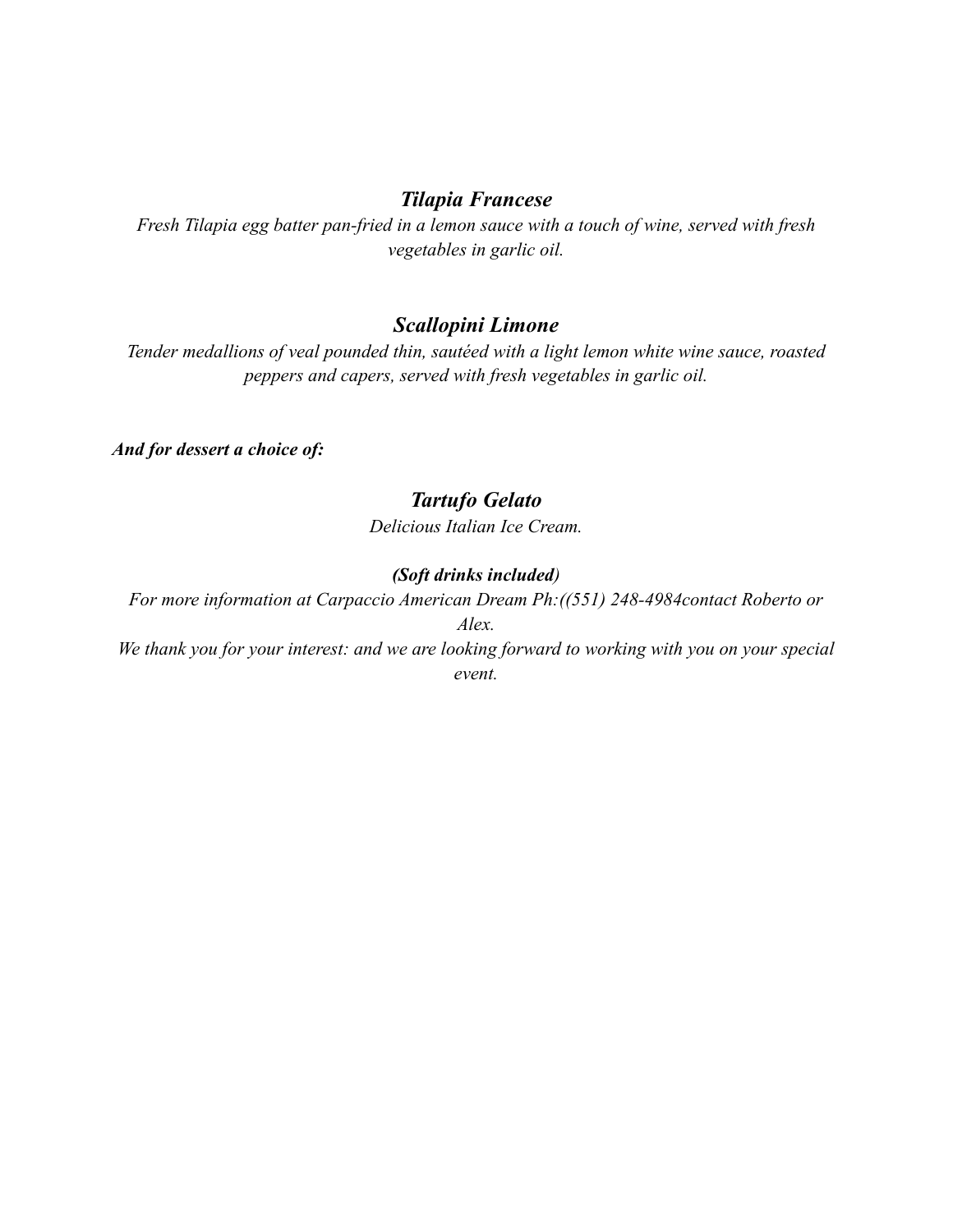### *Tilapia Francese*

*Fresh Tilapia egg batter pan-fried in a lemon sauce with a touch of wine, served with fresh vegetables in garlic oil.*

### *Scallopini Limone*

*Tender medallions of veal pounded thin, sautéed with a light lemon white wine sauce, roasted peppers and capers, served with fresh vegetables in garlic oil.*

***And for dessert a choice of:***

### *Tartufo Gelato*

*Delicious Italian Ice Cream.*

***(Soft drinks included)***

*For more information at Carpaccio American Dream Ph:((551) 248-4984contact Roberto or Alex.*

*We thank you for your interest: and we are looking forward to working with you on your special event.*